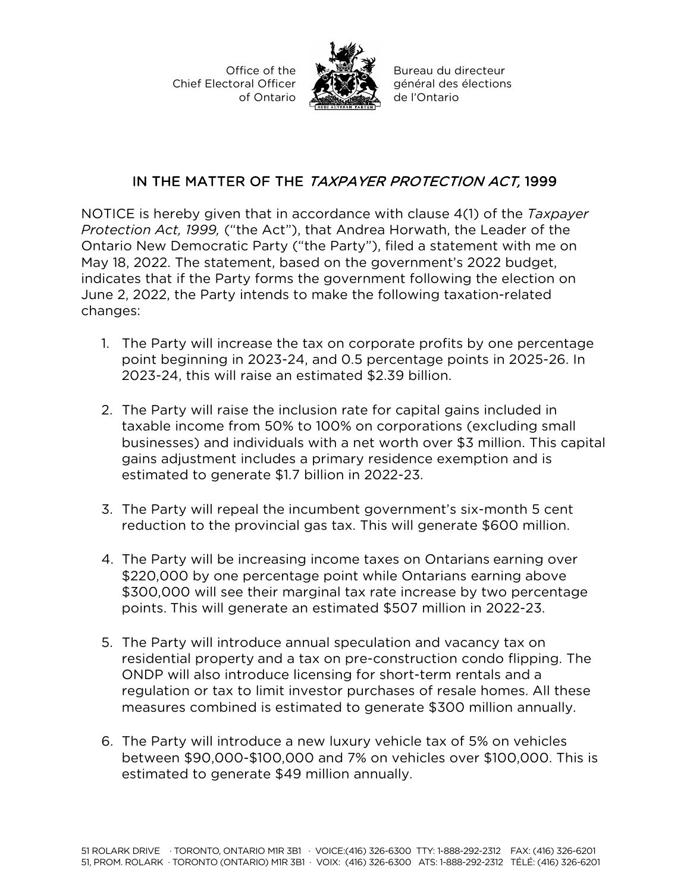Office of the Chief Electoral Officer of Ontario

Bureau du directeur général des élections de l'Ontario

## IN THE MATTER OF THE *TAXPAYER PROTECTION ACT,* 1999

NOTICE is hereby given that in accordance with clause 4(1) of the *Taxpayer Protection Act, 1999,* ("the Act"), that Andrea Horwath, the Leader of the Ontario New Democratic Party ("the Party"), filed a statement with me on May 18, 2022. The statement, based on the government's 2022 budget, indicates that if the Party forms the government following the election on June 2, 2022, the Party intends to make the following taxation-related changes:

1. The Party will increase the tax on corporate profits by one percentage point beginning in 2023-24, and 0.5 percentage points in 2025-26. In 2023-24, this will raise an estimated $2.39 billion.

2. The Party will raise the inclusion rate for capital gains included in taxable income from 50% to 100% on corporations (excluding small businesses) and individuals with a net worth over $3 million. This capital gains adjustment includes a primary residence exemption and is estimated to generate $1.7 billion in 2022-23.

3. The Party will repeal the incumbent government's six-month 5 cent reduction to the provincial gas tax. This will generate $600 million.

4. The Party will be increasing income taxes on Ontarians earning over $220,000 by one percentage point while Ontarians earning above $300,000 will see their marginal tax rate increase by two percentage points. This will generate an estimated $507 million in 2022-23.

5. The Party will introduce annual speculation and vacancy tax on residential property and a tax on pre-construction condo flipping. The ONDP will also introduce licensing for short-term rentals and a regulation or tax to limit investor purchases of resale homes. All these measures combined is estimated to generate $300 million annually.

6. The Party will introduce a new luxury vehicle tax of 5% on vehicles between $90,000-$100,000 and 7% on vehicles over $100,000. This is estimated to generate $49 million annually.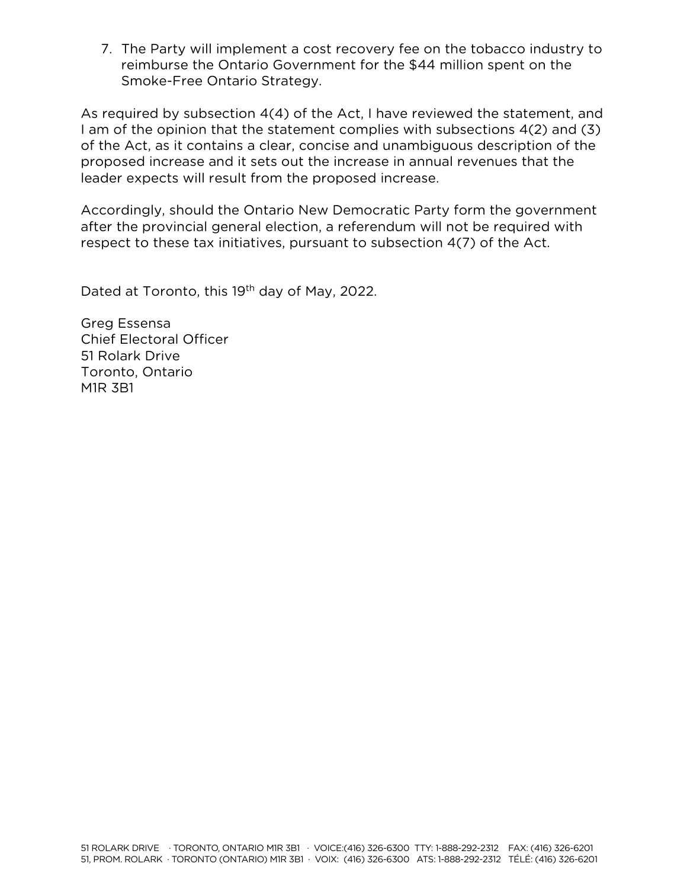7. The Party will implement a cost recovery fee on the tobacco industry to reimburse the Ontario Government for the $44 million spent on the Smoke-Free Ontario Strategy.

As required by subsection 4(4) of the Act, I have reviewed the statement, and I am of the opinion that the statement complies with subsections 4(2) and (3) of the Act, as it contains a clear, concise and unambiguous description of the proposed increase and it sets out the increase in annual revenues that the leader expects will result from the proposed increase.

Accordingly, should the Ontario New Democratic Party form the government after the provincial general election, a referendum will not be required with respect to these tax initiatives, pursuant to subsection 4(7) of the Act.

Dated at Toronto, this 19th day of May, 2022.

Greg Essensa  
Chief Electoral Officer  
51 Rolark Drive  
Toronto, Ontario  
M1R 3B1